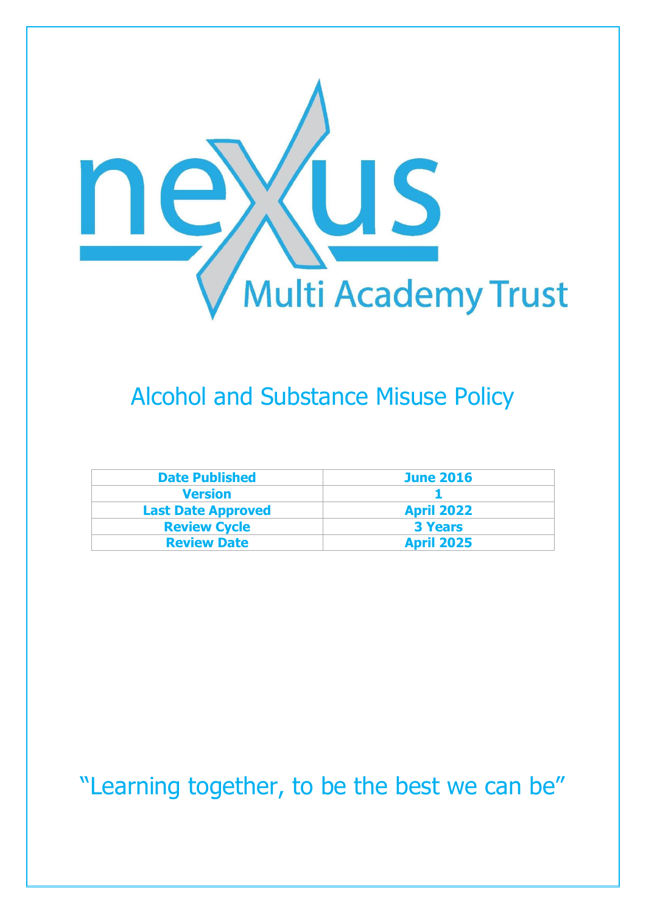nexus Multi Academy Trust

# Alcohol and Substance Misuse Policy

| Date Published | June 2016 |
| --- | --- |
| Version | 1 |
| Last Date Approved | April 2022 |
| Review Cycle | 3 Years |
| Review Date | April 2025 |

"Learning together, to be the best we can be"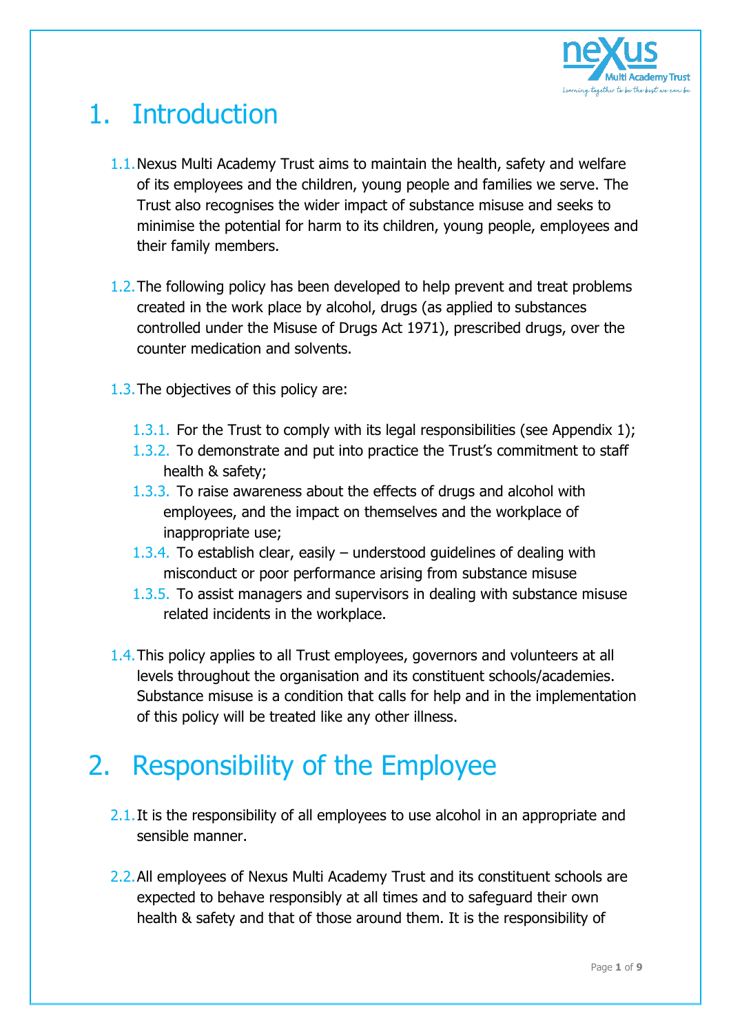# 1. Introduction

1.1. Nexus Multi Academy Trust aims to maintain the health, safety and welfare of its employees and the children, young people and families we serve. The Trust also recognises the wider impact of substance misuse and seeks to minimise the potential for harm to its children, young people, employees and their family members.

1.2. The following policy has been developed to help prevent and treat problems created in the work place by alcohol, drugs (as applied to substances controlled under the Misuse of Drugs Act 1971), prescribed drugs, over the counter medication and solvents.

1.3. The objectives of this policy are:

- 1.3.1. For the Trust to comply with its legal responsibilities (see Appendix 1);
- 1.3.2. To demonstrate and put into practice the Trust's commitment to staff health & safety;
- 1.3.3. To raise awareness about the effects of drugs and alcohol with employees, and the impact on themselves and the workplace of inappropriate use;
- 1.3.4. To establish clear, easily – understood guidelines of dealing with misconduct or poor performance arising from substance misuse
- 1.3.5. To assist managers and supervisors in dealing with substance misuse related incidents in the workplace.

1.4. This policy applies to all Trust employees, governors and volunteers at all levels throughout the organisation and its constituent schools/academies. Substance misuse is a condition that calls for help and in the implementation of this policy will be treated like any other illness.

# 2. Responsibility of the Employee

2.1. It is the responsibility of all employees to use alcohol in an appropriate and sensible manner.

2.2. All employees of Nexus Multi Academy Trust and its constituent schools are expected to behave responsibly at all times and to safeguard their own health & safety and that of those around them. It is the responsibility of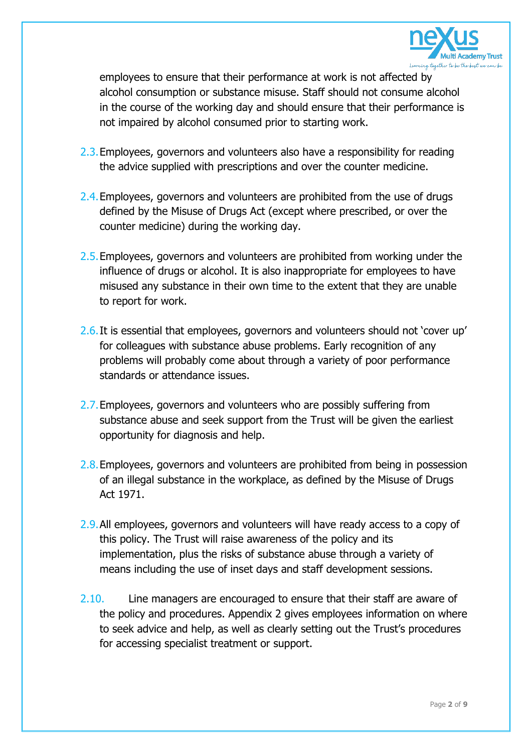employees to ensure that their performance at work is not affected by alcohol consumption or substance misuse. Staff should not consume alcohol in the course of the working day and should ensure that their performance is not impaired by alcohol consumed prior to starting work.

2.3. Employees, governors and volunteers also have a responsibility for reading the advice supplied with prescriptions and over the counter medicine.

2.4. Employees, governors and volunteers are prohibited from the use of drugs defined by the Misuse of Drugs Act (except where prescribed, or over the counter medicine) during the working day.

2.5. Employees, governors and volunteers are prohibited from working under the influence of drugs or alcohol. It is also inappropriate for employees to have misused any substance in their own time to the extent that they are unable to report for work.

2.6. It is essential that employees, governors and volunteers should not 'cover up' for colleagues with substance abuse problems. Early recognition of any problems will probably come about through a variety of poor performance standards or attendance issues.

2.7. Employees, governors and volunteers who are possibly suffering from substance abuse and seek support from the Trust will be given the earliest opportunity for diagnosis and help.

2.8. Employees, governors and volunteers are prohibited from being in possession of an illegal substance in the workplace, as defined by the Misuse of Drugs Act 1971.

2.9. All employees, governors and volunteers will have ready access to a copy of this policy. The Trust will raise awareness of the policy and its implementation, plus the risks of substance abuse through a variety of means including the use of inset days and staff development sessions.

2.10. Line managers are encouraged to ensure that their staff are aware of the policy and procedures. Appendix 2 gives employees information on where to seek advice and help, as well as clearly setting out the Trust's procedures for accessing specialist treatment or support.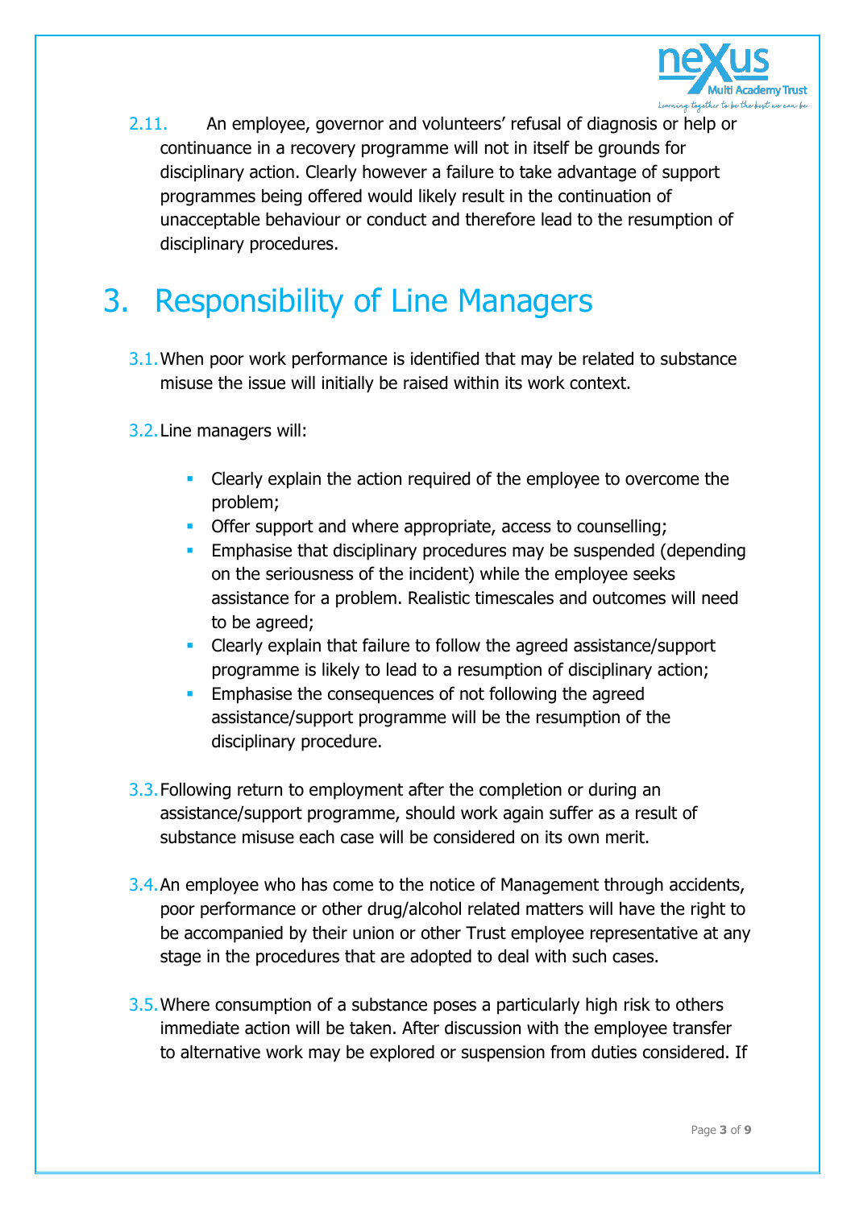2.11. An employee, governor and volunteers' refusal of diagnosis or help or continuance in a recovery programme will not in itself be grounds for disciplinary action. Clearly however a failure to take advantage of support programmes being offered would likely result in the continuation of unacceptable behaviour or conduct and therefore lead to the resumption of disciplinary procedures.

# 3. Responsibility of Line Managers

3.1. When poor work performance is identified that may be related to substance misuse the issue will initially be raised within its work context.

3.2. Line managers will:

- Clearly explain the action required of the employee to overcome the problem;
- Offer support and where appropriate, access to counselling;
- Emphasise that disciplinary procedures may be suspended (depending on the seriousness of the incident) while the employee seeks assistance for a problem. Realistic timescales and outcomes will need to be agreed;
- Clearly explain that failure to follow the agreed assistance/support programme is likely to lead to a resumption of disciplinary action;
- Emphasise the consequences of not following the agreed assistance/support programme will be the resumption of the disciplinary procedure.

3.3. Following return to employment after the completion or during an assistance/support programme, should work again suffer as a result of substance misuse each case will be considered on its own merit.

3.4. An employee who has come to the notice of Management through accidents, poor performance or other drug/alcohol related matters will have the right to be accompanied by their union or other Trust employee representative at any stage in the procedures that are adopted to deal with such cases.

3.5. Where consumption of a substance poses a particularly high risk to others immediate action will be taken. After discussion with the employee transfer to alternative work may be explored or suspension from duties considered. If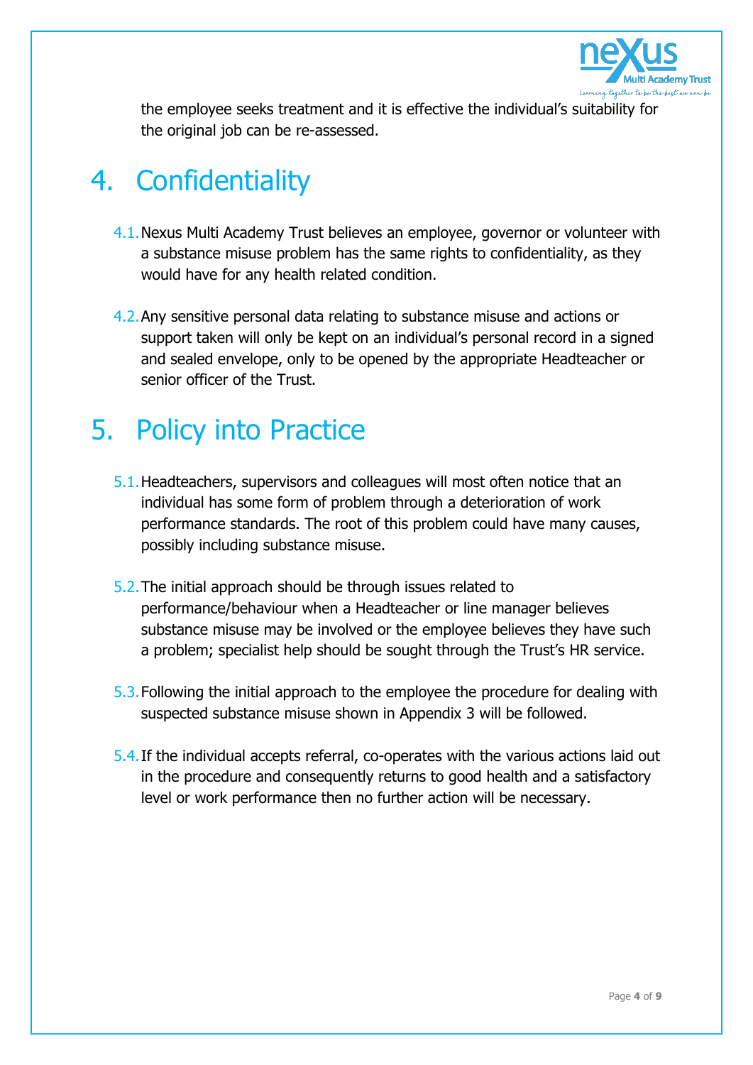the employee seeks treatment and it is effective the individual's suitability for the original job can be re-assessed.

# 4. Confidentiality

4.1. Nexus Multi Academy Trust believes an employee, governor or volunteer with a substance misuse problem has the same rights to confidentiality, as they would have for any health related condition.

4.2. Any sensitive personal data relating to substance misuse and actions or support taken will only be kept on an individual's personal record in a signed and sealed envelope, only to be opened by the appropriate Headteacher or senior officer of the Trust.

# 5. Policy into Practice

5.1. Headteachers, supervisors and colleagues will most often notice that an individual has some form of problem through a deterioration of work performance standards. The root of this problem could have many causes, possibly including substance misuse.

5.2. The initial approach should be through issues related to performance/behaviour when a Headteacher or line manager believes substance misuse may be involved or the employee believes they have such a problem; specialist help should be sought through the Trust's HR service.

5.3. Following the initial approach to the employee the procedure for dealing with suspected substance misuse shown in Appendix 3 will be followed.

5.4. If the individual accepts referral, co-operates with the various actions laid out in the procedure and consequently returns to good health and a satisfactory level or work performance then no further action will be necessary.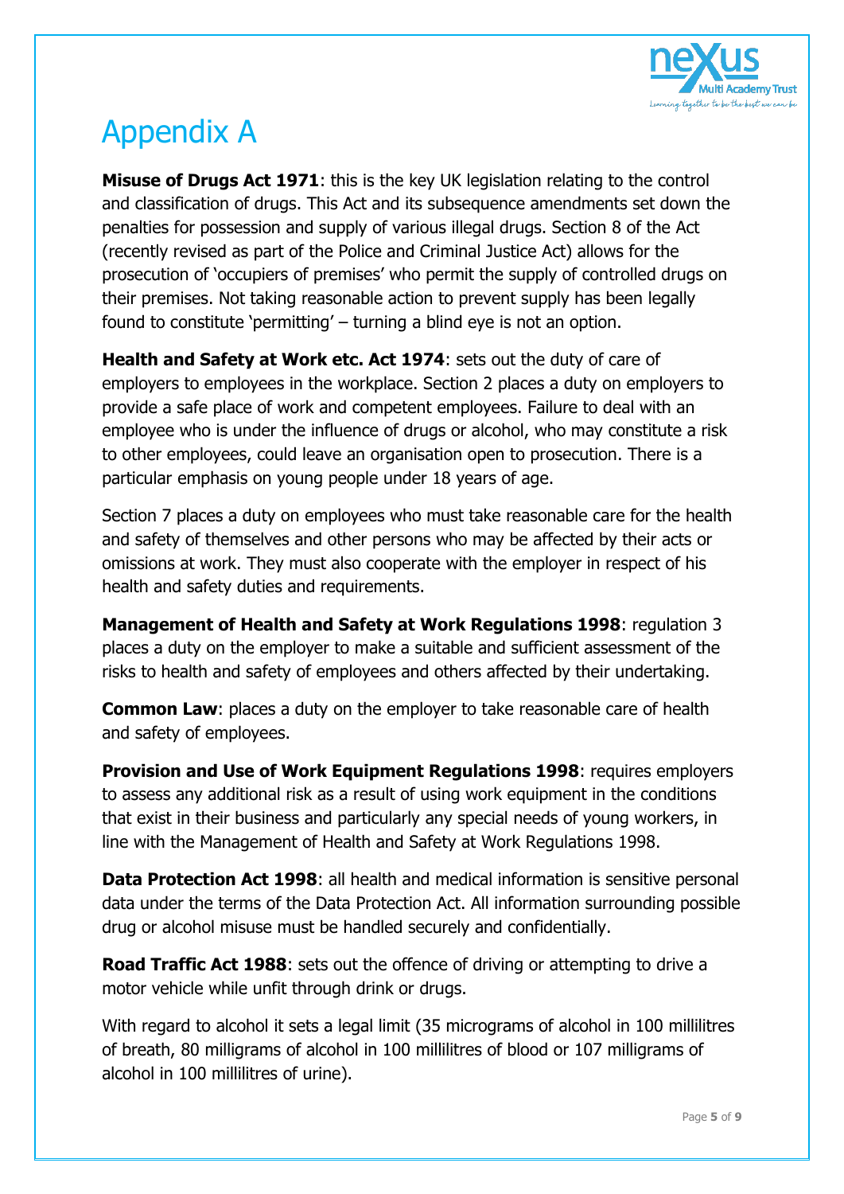# Appendix A

**Misuse of Drugs Act 1971**: this is the key UK legislation relating to the control and classification of drugs. This Act and its subsequence amendments set down the penalties for possession and supply of various illegal drugs. Section 8 of the Act (recently revised as part of the Police and Criminal Justice Act) allows for the prosecution of 'occupiers of premises' who permit the supply of controlled drugs on their premises. Not taking reasonable action to prevent supply has been legally found to constitute 'permitting' – turning a blind eye is not an option.

**Health and Safety at Work etc. Act 1974**: sets out the duty of care of employers to employees in the workplace. Section 2 places a duty on employers to provide a safe place of work and competent employees. Failure to deal with an employee who is under the influence of drugs or alcohol, who may constitute a risk to other employees, could leave an organisation open to prosecution. There is a particular emphasis on young people under 18 years of age.

Section 7 places a duty on employees who must take reasonable care for the health and safety of themselves and other persons who may be affected by their acts or omissions at work. They must also cooperate with the employer in respect of his health and safety duties and requirements.

**Management of Health and Safety at Work Regulations 1998**: regulation 3 places a duty on the employer to make a suitable and sufficient assessment of the risks to health and safety of employees and others affected by their undertaking.

**Common Law**: places a duty on the employer to take reasonable care of health and safety of employees.

**Provision and Use of Work Equipment Regulations 1998**: requires employers to assess any additional risk as a result of using work equipment in the conditions that exist in their business and particularly any special needs of young workers, in line with the Management of Health and Safety at Work Regulations 1998.

**Data Protection Act 1998**: all health and medical information is sensitive personal data under the terms of the Data Protection Act. All information surrounding possible drug or alcohol misuse must be handled securely and confidentially.

**Road Traffic Act 1988**: sets out the offence of driving or attempting to drive a motor vehicle while unfit through drink or drugs.

With regard to alcohol it sets a legal limit (35 micrograms of alcohol in 100 millilitres of breath, 80 milligrams of alcohol in 100 millilitres of blood or 107 milligrams of alcohol in 100 millilitres of urine).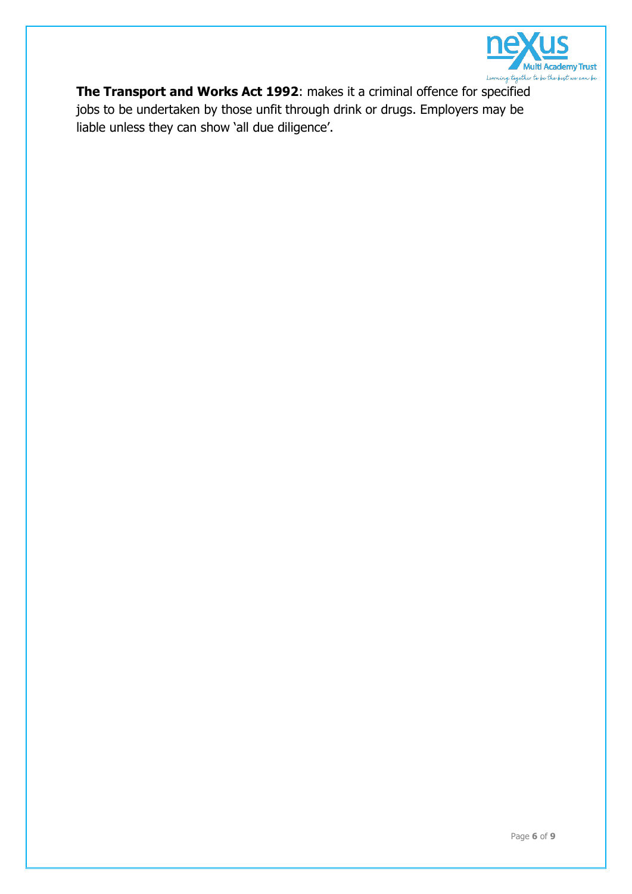**The Transport and Works Act 1992**: makes it a criminal offence for specified jobs to be undertaken by those unfit through drink or drugs. Employers may be liable unless they can show 'all due diligence'.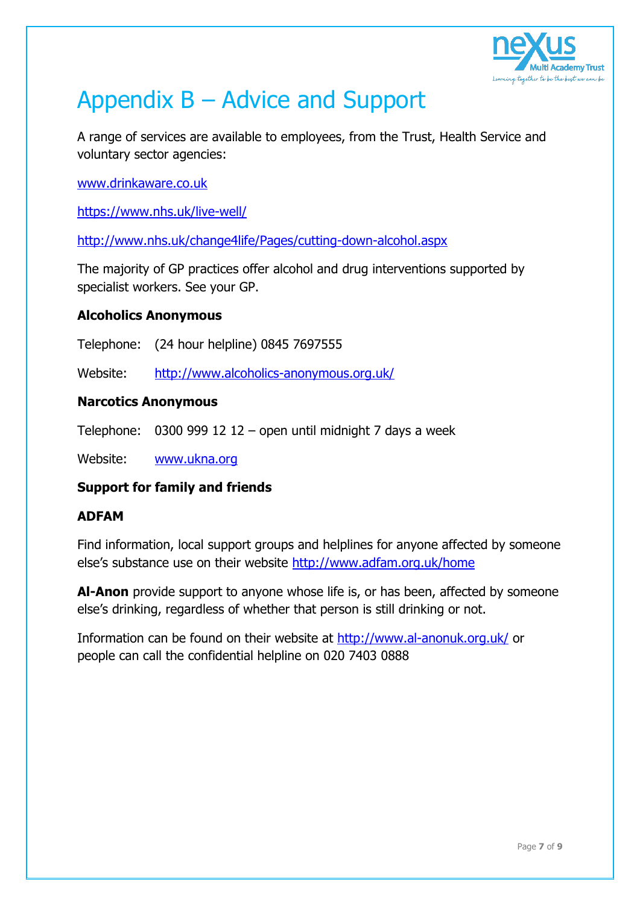# Appendix B – Advice and Support

A range of services are available to employees, from the Trust, Health Service and voluntary sector agencies:

www.drinkaware.co.uk

https://www.nhs.uk/live-well/

http://www.nhs.uk/change4life/Pages/cutting-down-alcohol.aspx

The majority of GP practices offer alcohol and drug interventions supported by specialist workers. See your GP.

**Alcoholics Anonymous**

Telephone: (24 hour helpline) 0845 7697555

Website: http://www.alcoholics-anonymous.org.uk/

**Narcotics Anonymous**

Telephone: 0300 999 12 12 – open until midnight 7 days a week

Website: www.ukna.org

**Support for family and friends**

**ADFAM**

Find information, local support groups and helplines for anyone affected by someone else's substance use on their website http://www.adfam.org.uk/home

**Al-Anon** provide support to anyone whose life is, or has been, affected by someone else's drinking, regardless of whether that person is still drinking or not.

Information can be found on their website at http://www.al-anonuk.org.uk/ or people can call the confidential helpline on 020 7403 0888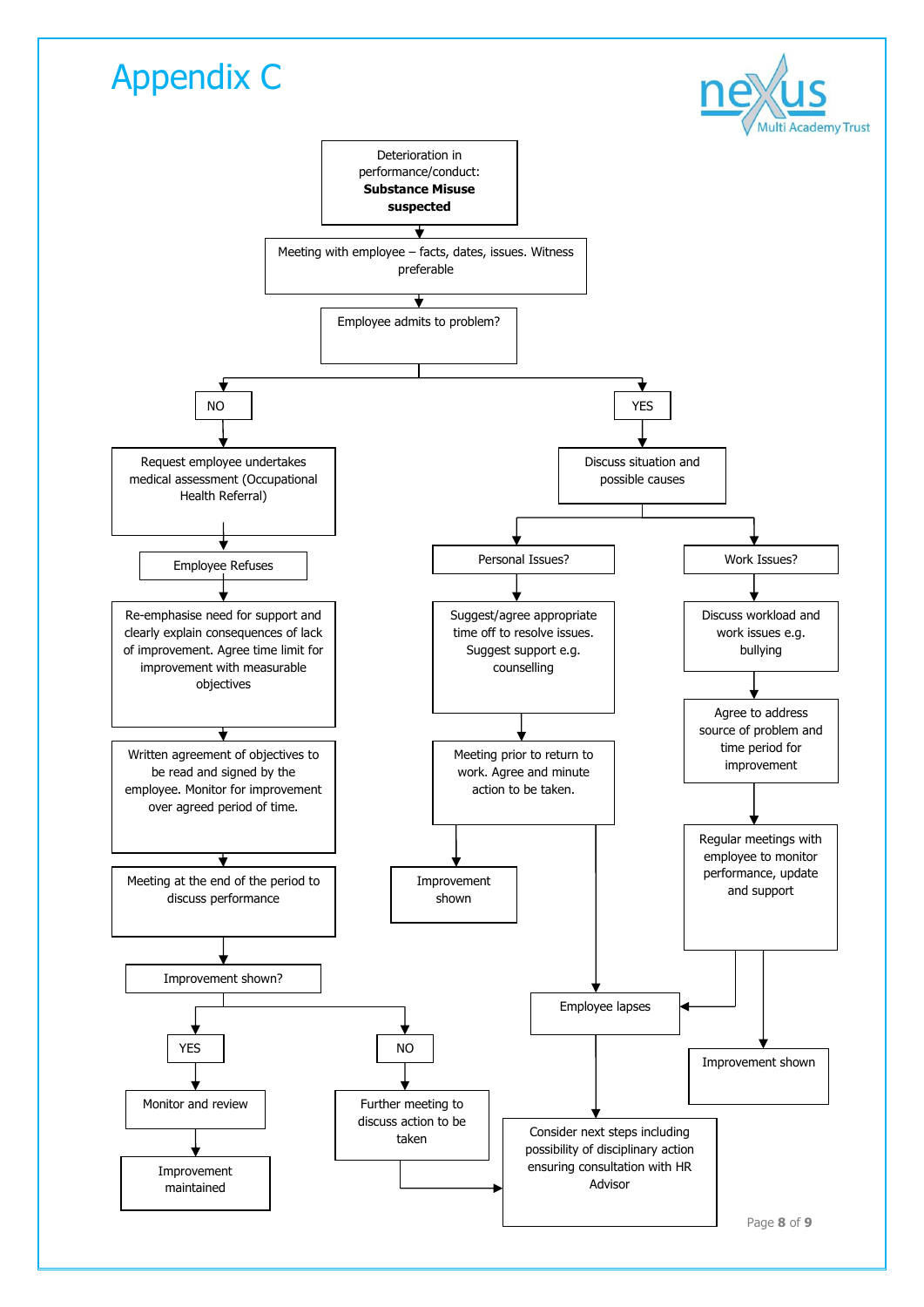# Appendix C

Deterioration in performance/conduct: **Substance Misuse suspected**

Meeting with employee – facts, dates, issues. Witness preferable

Employee admits to problem?

NO

Request employee undertakes medical assessment (Occupational Health Referral)

Employee Refuses

Re-emphasise need for support and clearly explain consequences of lack of improvement. Agree time limit for improvement with measurable objectives

Written agreement of objectives to be read and signed by the employee. Monitor for improvement over agreed period of time.

Meeting at the end of the period to discuss performance

Improvement shown?

YES

Monitor and review

Improvement maintained

NO

Further meeting to discuss action to be taken

YES

Discuss situation and possible causes

Personal Issues?

Suggest/agree appropriate time off to resolve issues. Suggest support e.g. counselling

Meeting prior to return to work. Agree and minute action to be taken.

Improvement shown

Work Issues?

Discuss workload and work issues e.g. bullying

Agree to address source of problem and time period for improvement

Regular meetings with employee to monitor performance, update and support

Improvement shown

Employee lapses

Consider next steps including possibility of disciplinary action ensuring consultation with HR Advisor